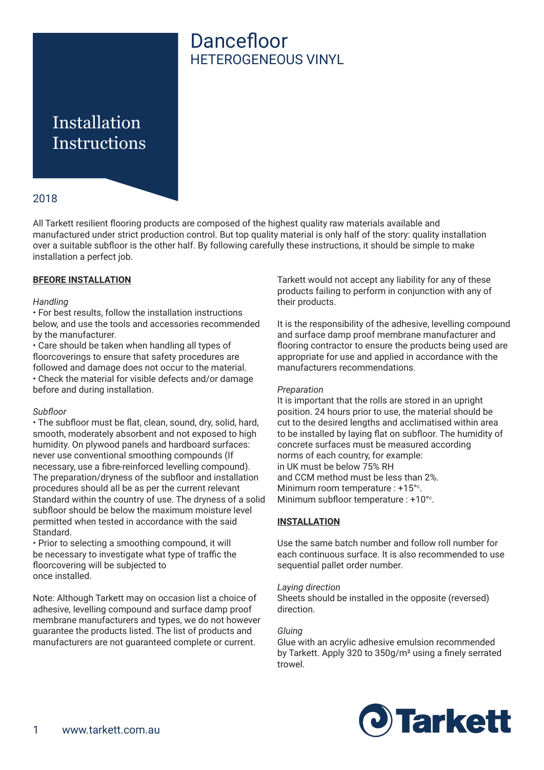# Dancefloor
## HETEROGENEOUS VINYL

## Installation Instructions

2018

All Tarkett resilient flooring products are composed of the highest quality raw materials available and manufactured under strict production control. But top quality material is only half of the story: quality installation over a suitable subfloor is the other half. By following carefully these instructions, it should be simple to make installation a perfect job.

**BFEORE INSTALLATION**

*Handling*

• For best results, follow the installation instructions below, and use the tools and accessories recommended by the manufacturer.
• Care should be taken when handling all types of floorcoverings to ensure that safety procedures are followed and damage does not occur to the material.
• Check the material for visible defects and/or damage before and during installation.

*Subfloor*

• The subfloor must be flat, clean, sound, dry, solid, hard, smooth, moderately absorbent and not exposed to high humidity. On plywood panels and hardboard surfaces: never use conventional smoothing compounds (If necessary, use a fibre-reinforced levelling compound). The preparation/dryness of the subfloor and installation procedures should all be as per the current relevant Standard within the country of use. The dryness of a solid subfloor should be below the maximum moisture level permitted when tested in accordance with the said Standard.
• Prior to selecting a smoothing compound, it will be necessary to investigate what type of traffic the floorcovering will be subjected to once installed.

Note: Although Tarkett may on occasion list a choice of adhesive, levelling compound and surface damp proof membrane manufacturers and types, we do not however guarantee the products listed. The list of products and manufacturers are not guaranteed complete or current.

Tarkett would not accept any liability for any of these products failing to perform in conjunction with any of their products.

It is the responsibility of the adhesive, levelling compound and surface damp proof membrane manufacturer and flooring contractor to ensure the products being used are appropriate for use and applied in accordance with the manufacturers recommendations.

*Preparation*

It is important that the rolls are stored in an upright position. 24 hours prior to use, the material should be cut to the desired lengths and acclimatised within area to be installed by laying flat on subfloor. The humidity of concrete surfaces must be measured according norms of each country, for example:
in UK must be below 75% RH
and CCM method must be less than 2%.
Minimum room temperature : +15°c.
Minimum subfloor temperature : +10°c.

**INSTALLATION**

Use the same batch number and follow roll number for each continuous surface. It is also recommended to use sequential pallet order number.

*Laying direction*

Sheets should be installed in the opposite (reversed) direction.

*Gluing*

Glue with an acrylic adhesive emulsion recommended by Tarkett. Apply 320 to 350g/m² using a finely serrated trowel.

www.tarkett.com.au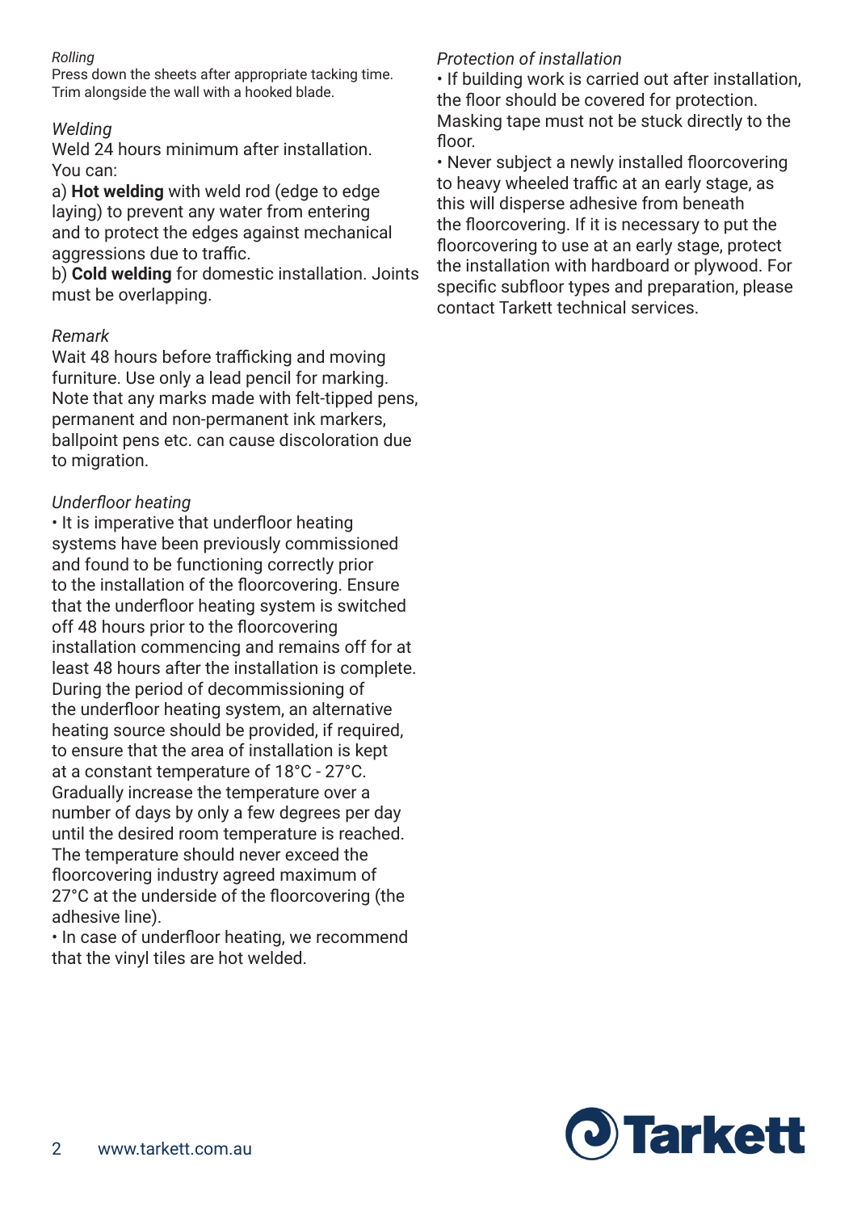*Rolling*

Press down the sheets after appropriate tacking time. Trim alongside the wall with a hooked blade.

*Welding*

Weld 24 hours minimum after installation. You can:

a) **Hot welding** with weld rod (edge to edge laying) to prevent any water from entering and to protect the edges against mechanical aggressions due to traffic.

b) **Cold welding** for domestic installation. Joints must be overlapping.

*Remark*

Wait 48 hours before trafficking and moving furniture. Use only a lead pencil for marking. Note that any marks made with felt-tipped pens, permanent and non-permanent ink markers, ballpoint pens etc. can cause discoloration due to migration.

*Underfloor heating*

• It is imperative that underfloor heating systems have been previously commissioned and found to be functioning correctly prior to the installation of the floorcovering. Ensure that the underfloor heating system is switched off 48 hours prior to the floorcovering installation commencing and remains off for at least 48 hours after the installation is complete. During the period of decommissioning of the underfloor heating system, an alternative heating source should be provided, if required, to ensure that the area of installation is kept at a constant temperature of 18°C - 27°C. Gradually increase the temperature over a number of days by only a few degrees per day until the desired room temperature is reached. The temperature should never exceed the floorcovering industry agreed maximum of 27°C at the underside of the floorcovering (the adhesive line).

• In case of underfloor heating, we recommend that the vinyl tiles are hot welded.

*Protection of installation*

• If building work is carried out after installation, the floor should be covered for protection. Masking tape must not be stuck directly to the floor.

• Never subject a newly installed floorcovering to heavy wheeled traffic at an early stage, as this will disperse adhesive from beneath the floorcovering. If it is necessary to put the floorcovering to use at an early stage, protect the installation with hardboard or plywood. For specific subfloor types and preparation, please contact Tarkett technical services.

www.tarkett.com.au

Tarkett